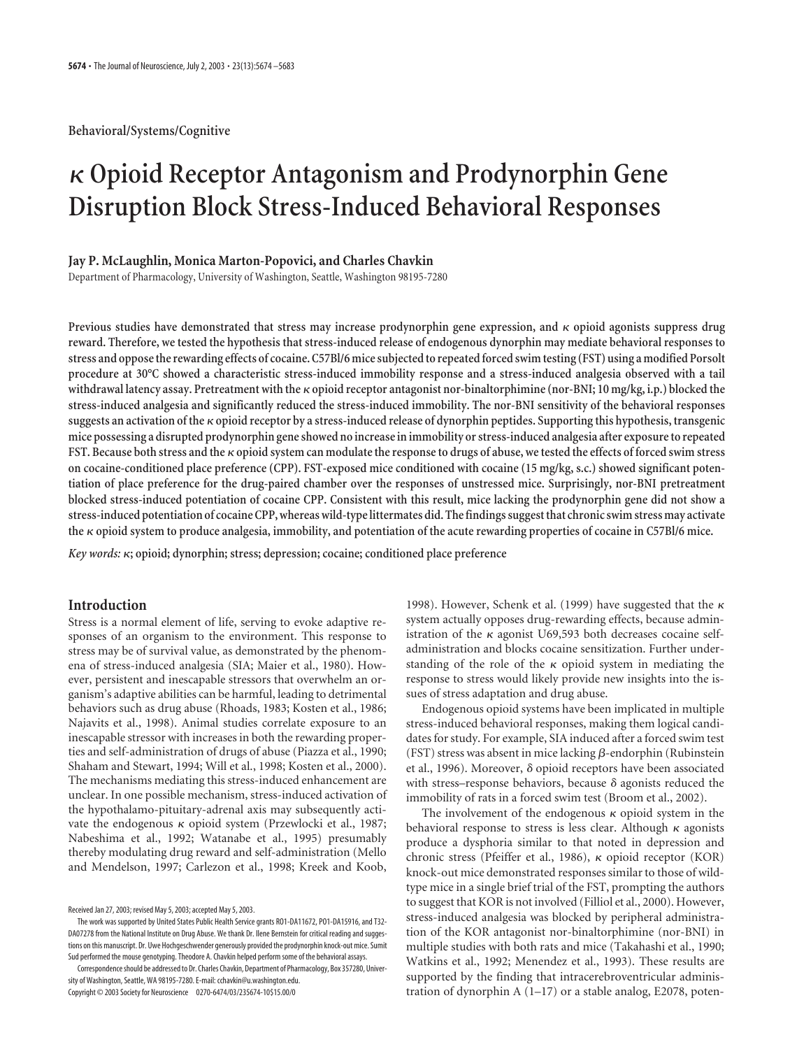Behavioral/Systems/Cognitive

# κ Opioid Receptor Antagonism and Prodynorphin Gene Disruption Block Stress-Induced Behavioral Responses

**Jay P. McLaughlin, Monica Marton-Popovici, and Charles Chavkin**

Department of Pharmacology, University of Washington, Seattle, Washington 98195-7280

**Previous studies have demonstrated that stress may increase prodynorphin gene expression, and κ opioid agonists suppress drug reward. Therefore, we tested the hypothesis that stress-induced release of endogenous dynorphin may mediate behavioral responses to stress and oppose the rewarding effects of cocaine. C57Bl/6 mice subjected to repeated forced swim testing (FST) using a modified Porsolt procedure at 30°C showed a characteristic stress-induced immobility response and a stress-induced analgesia observed with a tail withdrawal latency assay. Pretreatment with the κ opioid receptor antagonist nor-binaltorphimine (nor-BNI; 10 mg/kg, i.p.) blocked the stress-induced analgesia and significantly reduced the stress-induced immobility. The nor-BNI sensitivity of the behavioral responses suggests an activation of the κ opioid receptor by a stress-induced release of dynorphin peptides. Supporting this hypothesis, transgenic mice possessing a disrupted prodynorphin gene showed no increase in immobility or stress-induced analgesia after exposure to repeated FST. Because both stress and the κ opioid system can modulate the response to drugs of abuse, we tested the effects of forced swim stress on cocaine-conditioned place preference (CPP). FST-exposed mice conditioned with cocaine (15 mg/kg, s.c.) showed significant potentiation of place preference for the drug-paired chamber over the responses of unstressed mice. Surprisingly, nor-BNI pretreatment blocked stress-induced potentiation of cocaine CPP. Consistent with this result, mice lacking the prodynorphin gene did not show a stress-induced potentiation of cocaine CPP, whereas wild-type littermates did. The findings suggest that chronic swim stress may activate the κ opioid system to produce analgesia, immobility, and potentiation of the acute rewarding properties of cocaine in C57Bl/6 mice.**

*Key words:* κ; opioid; dynorphin; stress; depression; cocaine; conditioned place preference

## Introduction

Stress is a normal element of life, serving to evoke adaptive responses of an organism to the environment. This response to stress may be of survival value, as demonstrated by the phenomena of stress-induced analgesia (SIA; Maier et al., 1980). However, persistent and inescapable stressors that overwhelm an organism's adaptive abilities can be harmful, leading to detrimental behaviors such as drug abuse (Rhoads, 1983; Kosten et al., 1986; Najavits et al., 1998). Animal studies correlate exposure to an inescapable stressor with increases in both the rewarding properties and self-administration of drugs of abuse (Piazza et al., 1990; Shaham and Stewart, 1994; Will et al., 1998; Kosten et al., 2000). The mechanisms mediating this stress-induced enhancement are unclear. In one possible mechanism, stress-induced activation of the hypothalamo-pituitary-adrenal axis may subsequently activate the endogenous κ opioid system (Przewlocki et al., 1987; Nabeshima et al., 1992; Watanabe et al., 1995) presumably thereby modulating drug reward and self-administration (Mello and Mendelson, 1997; Carlezon et al., 1998; Kreek and Koob, 1998). However, Schenk et al. (1999) have suggested that the κ system actually opposes drug-rewarding effects, because administration of the κ agonist U69,593 both decreases cocaine self-administration and blocks cocaine sensitization. Further understanding of the role of the κ opioid system in mediating the response to stress would likely provide new insights into the issues of stress adaptation and drug abuse.

Endogenous opioid systems have been implicated in multiple stress-induced behavioral responses, making them logical candidates for study. For example, SIA induced after a forced swim test (FST) stress was absent in mice lacking β-endorphin (Rubinstein et al., 1996). Moreover, δ opioid receptors have been associated with stress–response behaviors, because δ agonists reduced the immobility of rats in a forced swim test (Broom et al., 2002).

The involvement of the endogenous κ opioid system in the behavioral response to stress is less clear. Although κ agonists produce a dysphoria similar to that noted in depression and chronic stress (Pfeiffer et al., 1986), κ opioid receptor (KOR) knock-out mice demonstrated responses similar to those of wild-type mice in a single brief trial of the FST, prompting the authors to suggest that KOR is not involved (Filliol et al., 2000). However, stress-induced analgesia was blocked by peripheral administration of the KOR antagonist nor-binaltorphimine (nor-BNI) in multiple studies with both rats and mice (Takahashi et al., 1990; Watkins et al., 1992; Menendez et al., 1993). These results are supported by the finding that intracerebroventricular administration of dynorphin A (1–17) or a stable analog, E2078, poten-

Received Jan 27, 2003; revised May 5, 2003; accepted May 5, 2003.

The work was supported by United States Public Health Service grants R01-DA11672, P01-DA15916, and T32-DA07278 from the National Institute on Drug Abuse. We thank Dr. Ilene Bernstein for critical reading and suggestions on this manuscript. Dr. Uwe Hochgeschwender generously provided the prodynorphin knock-out mice. Sumit Sud performed the mouse genotyping. Theodore A. Chavkin helped perform some of the behavioral assays.

Correspondence should be addressed to Dr. Charles Chavkin, Department of Pharmacology, Box 357280, University of Washington, Seattle, WA 98195-7280. E-mail: cchavkin@u.washington.edu.

Copyright © 2003 Society for Neuroscience 0270-6474/03/235674-10$15.00/0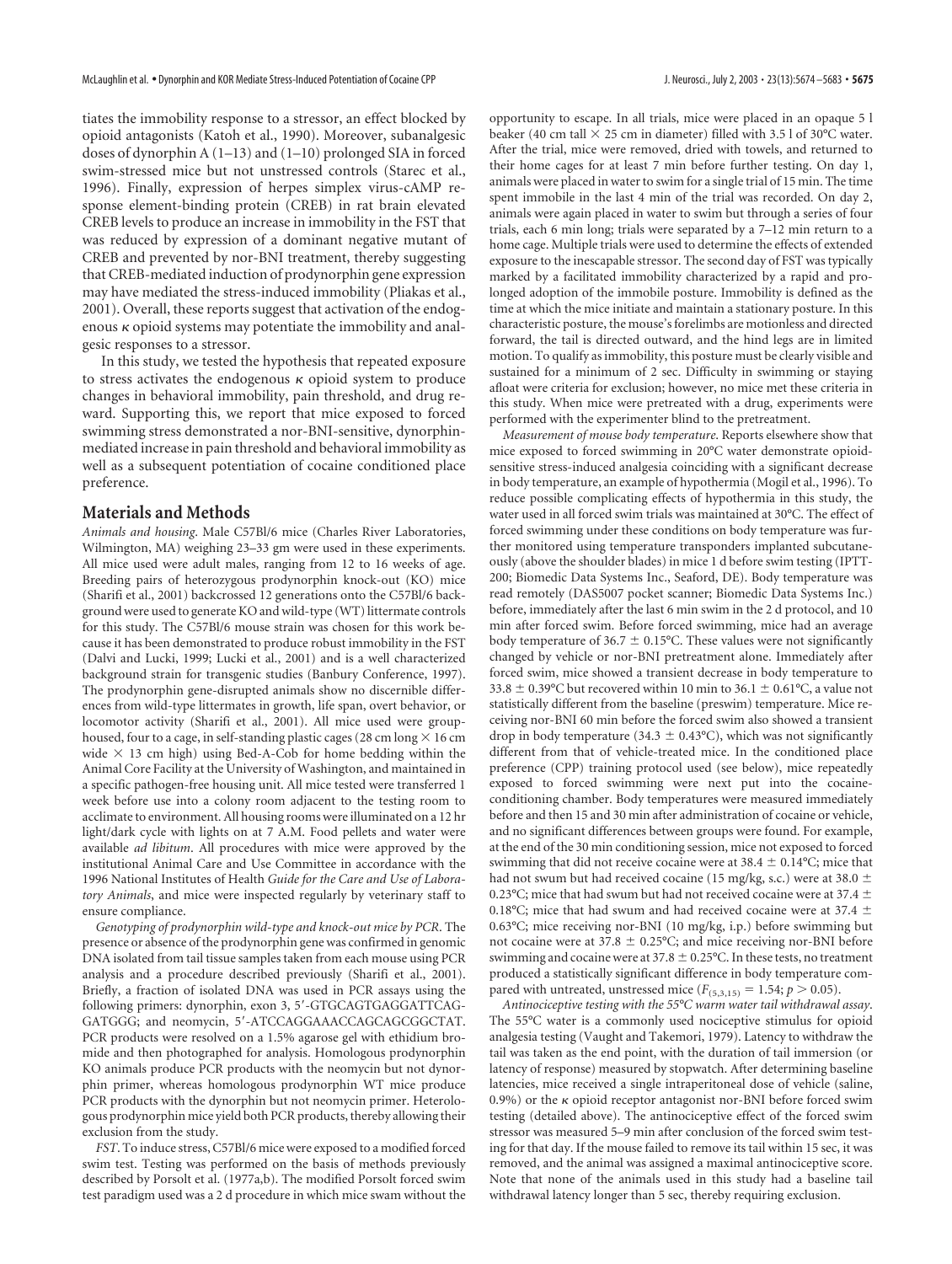tiates the immobility response to a stressor, an effect blocked by opioid antagonists (Katoh et al., 1990). Moreover, subanalgesic doses of dynorphin A (1–13) and (1–10) prolonged SIA in forced swim-stressed mice but not unstressed controls (Starec et al., 1996). Finally, expression of herpes simplex virus-cAMP response element-binding protein (CREB) in rat brain elevated CREB levels to produce an increase in immobility in the FST that was reduced by expression of a dominant negative mutant of CREB and prevented by nor-BNI treatment, thereby suggesting that CREB-mediated induction of prodynorphin gene expression may have mediated the stress-induced immobility (Pliakas et al., 2001). Overall, these reports suggest that activation of the endogenous κ opioid systems may potentiate the immobility and analgesic responses to a stressor.

In this study, we tested the hypothesis that repeated exposure to stress activates the endogenous κ opioid system to produce changes in behavioral immobility, pain threshold, and drug reward. Supporting this, we report that mice exposed to forced swimming stress demonstrated a nor-BNI-sensitive, dynorphin-mediated increase in pain threshold and behavioral immobility as well as a subsequent potentiation of cocaine conditioned place preference.

## Materials and Methods

*Animals and housing.* Male C57Bl/6 mice (Charles River Laboratories, Wilmington, MA) weighing 23–33 gm were used in these experiments. All mice used were adult males, ranging from 12 to 16 weeks of age. Breeding pairs of heterozygous prodynorphin knock-out (KO) mice (Sharifi et al., 2001) backcrossed 12 generations onto the C57Bl/6 background were used to generate KO and wild-type (WT) littermate controls for this study. The C57Bl/6 mouse strain was chosen for this work because it has been demonstrated to produce robust immobility in the FST (Dalvi and Lucki, 1999; Lucki et al., 2001) and is a well characterized background strain for transgenic studies (Banbury Conference, 1997). The prodynorphin gene-disrupted animals show no discernible differences from wild-type littermates in growth, life span, overt behavior, or locomotor activity (Sharifi et al., 2001). All mice used were group-housed, four to a cage, in self-standing plastic cages (28 cm long × 16 cm wide × 13 cm high) using Bed-A-Cob for home bedding within the Animal Core Facility at the University of Washington, and maintained in a specific pathogen-free housing unit. All mice tested were transferred 1 week before use into a colony room adjacent to the testing room to acclimate to environment. All housing rooms were illuminated on a 12 hr light/dark cycle with lights on at 7 A.M. Food pellets and water were available *ad libitum*. All procedures with mice were approved by the institutional Animal Care and Use Committee in accordance with the 1996 National Institutes of Health *Guide for the Care and Use of Laboratory Animals*, and mice were inspected regularly by veterinary staff to ensure compliance.

*Genotyping of prodynorphin wild-type and knock-out mice by PCR.* The presence or absence of the prodynorphin gene was confirmed in genomic DNA isolated from tail tissue samples taken from each mouse using PCR analysis and a procedure described previously (Sharifi et al., 2001). Briefly, a fraction of isolated DNA was used in PCR assays using the following primers: dynorphin, exon 3, 5′-GTGCAGTGAGGATTCAGGATGGG; and neomycin, 5′-ATCCAGGAAACCAGCAGCGGCTAT. PCR products were resolved on a 1.5% agarose gel with ethidium bromide and then photographed for analysis. Homologous prodynorphin KO animals produce PCR products with the neomycin but not dynorphin primer, whereas homologous prodynorphin WT mice produce PCR products with the dynorphin but not neomycin primer. Heterologous prodynorphin mice yield both PCR products, thereby allowing their exclusion from the study.

*FST.* To induce stress, C57Bl/6 mice were exposed to a modified forced swim test. Testing was performed on the basis of methods previously described by Porsolt et al. (1977a,b). The modified Porsolt forced swim test paradigm used was a 2 d procedure in which mice swam without the opportunity to escape. In all trials, mice were placed in an opaque 5 l beaker (40 cm tall × 25 cm in diameter) filled with 3.5 l of 30°C water. After the trial, mice were removed, dried with towels, and returned to their home cages for at least 7 min before further testing. On day 1, animals were placed in water to swim for a single trial of 15 min. The time spent immobile in the last 4 min of the trial was recorded. On day 2, animals were again placed in water to swim but through a series of four trials, each 6 min long; trials were separated by a 7–12 min return to a home cage. Multiple trials were used to determine the effects of extended exposure to the inescapable stressor. The second day of FST was typically marked by a facilitated immobility characterized by a rapid and prolonged adoption of the immobile posture. Immobility is defined as the time at which the mice initiate and maintain a stationary posture. In this characteristic posture, the mouse's forelimbs are motionless and directed forward, the tail is directed outward, and the hind legs are in limited motion. To qualify as immobility, this posture must be clearly visible and sustained for a minimum of 2 sec. Difficulty in swimming or staying afloat were criteria for exclusion; however, no mice met these criteria in this study. When mice were pretreated with a drug, experiments were performed with the experimenter blind to the pretreatment.

*Measurement of mouse body temperature.* Reports elsewhere show that mice exposed to forced swimming in 20°C water demonstrate opioid-sensitive stress-induced analgesia coinciding with a significant decrease in body temperature, an example of hypothermia (Mogil et al., 1996). To reduce possible complicating effects of hypothermia in this study, the water used in all forced swim trials was maintained at 30°C. The effect of forced swimming under these conditions on body temperature was further monitored using temperature transponders implanted subcutaneously (above the shoulder blades) in mice 1 d before swim testing (IPTT-200; Biomedic Data Systems Inc., Seaford, DE). Body temperature was read remotely (DAS5007 pocket scanner; Biomedic Data Systems Inc.) before, immediately after the last 6 min swim in the 2 d protocol, and 10 min after forced swim. Before forced swimming, mice had an average body temperature of 36.7 ± 0.15°C. These values were not significantly changed by vehicle or nor-BNI pretreatment alone. Immediately after forced swim, mice showed a transient decrease in body temperature to 33.8 ± 0.39°C but recovered within 10 min to 36.1 ± 0.61°C, a value not statistically different from the baseline (preswim) temperature. Mice receiving nor-BNI 60 min before the forced swim also showed a transient drop in body temperature (34.3 ± 0.43°C), which was not significantly different from that of vehicle-treated mice. In the conditioned place preference (CPP) training protocol used (see below), mice repeatedly exposed to forced swimming were next put into the cocaine-conditioning chamber. Body temperatures were measured immediately before and then 15 and 30 min after administration of cocaine or vehicle, and no significant differences between groups were found. For example, at the end of the 30 min conditioning session, mice not exposed to forced swimming that did not receive cocaine were at 38.4 ± 0.14°C; mice that had not swum but had received cocaine (15 mg/kg, s.c.) were at 38.0 ± 0.23°C; mice that had swum but had not received cocaine were at 37.4 ± 0.18°C; mice that had swum and had received cocaine were at 37.4 ± 0.63°C; mice receiving nor-BNI (10 mg/kg, i.p.) before swimming but not cocaine were at 37.8 ± 0.25°C; and mice receiving nor-BNI before swimming and cocaine were at 37.8 ± 0.25°C. In these tests, no treatment produced a statistically significant difference in body temperature compared with untreated, unstressed mice ($F_{(5,3,15)} = 1.54$; $p > 0.05$).

*Antinociceptive testing with the 55°C warm water tail withdrawal assay.* The 55°C water is a commonly used nociceptive stimulus for opioid analgesia testing (Vaught and Takemori, 1979). Latency to withdraw the tail was taken as the end point, with the duration of tail immersion (or latency of response) measured by stopwatch. After determining baseline latencies, mice received a single intraperitoneal dose of vehicle (saline, 0.9%) or the κ opioid receptor antagonist nor-BNI before forced swim testing (detailed above). The antinociceptive effect of the forced swim stressor was measured 5–9 min after conclusion of the forced swim testing for that day. If the mouse failed to remove its tail within 15 sec, it was removed, and the animal was assigned a maximal antinociceptive score. Note that none of the animals used in this study had a baseline tail withdrawal latency longer than 5 sec, thereby requiring exclusion.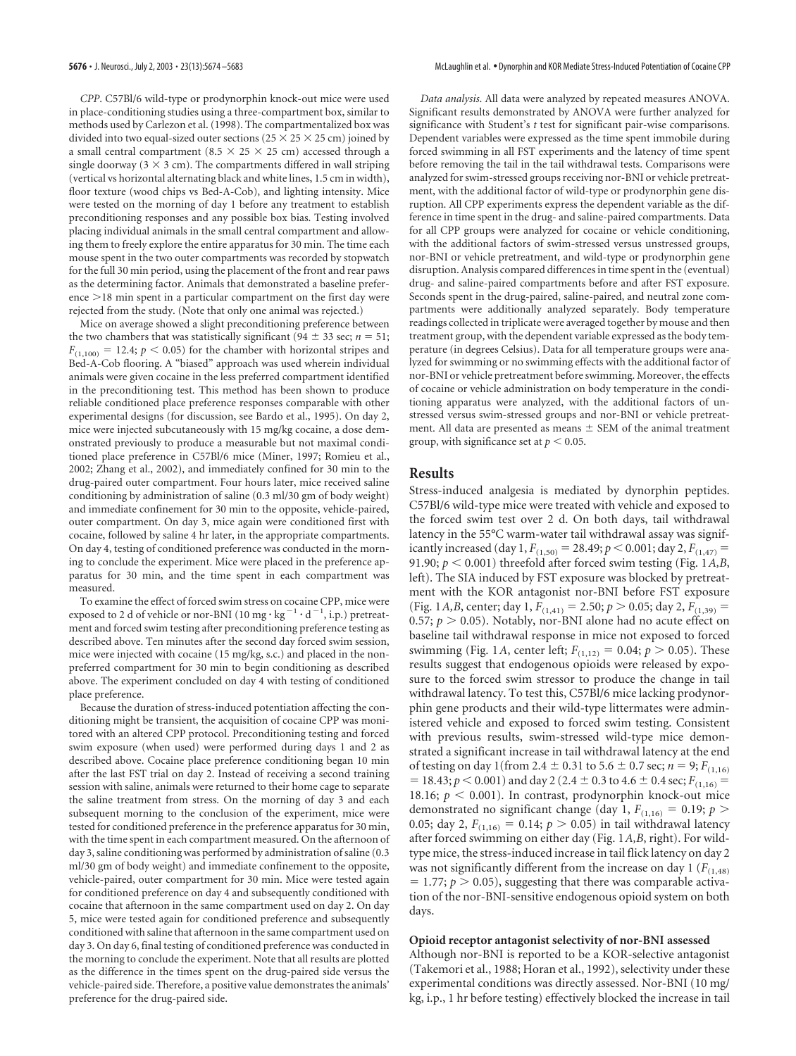*CPP*. C57Bl/6 wild-type or prodynorphin knock-out mice were used in place-conditioning studies using a three-compartment box, similar to methods used by Carlezon et al. (1998). The compartmentalized box was divided into two equal-sized outer sections (25 × 25 × 25 cm) joined by a small central compartment (8.5 × 25 × 25 cm) accessed through a single doorway (3 × 3 cm). The compartments differed in wall striping (vertical vs horizontal alternating black and white lines, 1.5 cm in width), floor texture (wood chips vs Bed-A-Cob), and lighting intensity. Mice were tested on the morning of day 1 before any treatment to establish preconditioning responses and any possible box bias. Testing involved placing individual animals in the small central compartment and allowing them to freely explore the entire apparatus for 30 min. The time each mouse spent in the two outer compartments was recorded by stopwatch for the full 30 min period, using the placement of the front and rear paws as the determining factor. Animals that demonstrated a baseline preference >18 min spent in a particular compartment on the first day were rejected from the study. (Note that only one animal was rejected.)

Mice on average showed a slight preconditioning preference between the two chambers that was statistically significant (94 ± 33 sec; $n = 51$; $F_{(1,100)} = 12.4$; $p < 0.05$) for the chamber with horizontal stripes and Bed-A-Cob flooring. A "biased" approach was used wherein individual animals were given cocaine in the less preferred compartment identified in the preconditioning test. This method has been shown to produce reliable conditioned place preference responses comparable with other experimental designs (for discussion, see Bardo et al., 1995). On day 2, mice were injected subcutaneously with 15 mg/kg cocaine, a dose demonstrated previously to produce a measurable but not maximal conditioned place preference in C57Bl/6 mice (Miner, 1997; Romieu et al., 2002; Zhang et al., 2002), and immediately confined for 30 min to the drug-paired outer compartment. Four hours later, mice received saline conditioning by administration of saline (0.3 ml/30 gm of body weight) and immediate confinement for 30 min to the opposite, vehicle-paired, outer compartment. On day 3, mice again were conditioned first with cocaine, followed by saline 4 hr later, in the appropriate compartments. On day 4, testing of conditioned preference was conducted in the morning to conclude the experiment. Mice were placed in the preference apparatus for 30 min, and the time spent in each compartment was measured.

To examine the effect of forced swim stress on cocaine CPP, mice were exposed to 2 d of vehicle or nor-BNI (10 $\text{mg} \cdot \text{kg}^{-1} \cdot \text{d}^{-1}$, i.p.) pretreatment and forced swim testing after preconditioning preference testing as described above. Ten minutes after the second day forced swim session, mice were injected with cocaine (15 mg/kg, s.c.) and placed in the nonpreferred compartment for 30 min to begin conditioning as described above. The experiment concluded on day 4 with testing of conditioned place preference.

Because the duration of stress-induced potentiation affecting the conditioning might be transient, the acquisition of cocaine CPP was monitored with an altered CPP protocol. Preconditioning testing and forced swim exposure (when used) were performed during days 1 and 2 as described above. Cocaine place preference conditioning began 10 min after the last FST trial on day 2. Instead of receiving a second training session with saline, animals were returned to their home cage to separate the saline treatment from stress. On the morning of day 3 and each subsequent morning to the conclusion of the experiment, mice were tested for conditioned preference in the preference apparatus for 30 min, with the time spent in each compartment measured. On the afternoon of day 3, saline conditioning was performed by administration of saline (0.3 ml/30 gm of body weight) and immediate confinement to the opposite, vehicle-paired, outer compartment for 30 min. Mice were tested again for conditioned preference on day 4 and subsequently conditioned with cocaine that afternoon in the same compartment used on day 2. On day 5, mice were tested again for conditioned preference and subsequently conditioned with saline that afternoon in the same compartment used on day 3. On day 6, final testing of conditioned preference was conducted in the morning to conclude the experiment. Note that all results are plotted as the difference in the times spent on the drug-paired side versus the vehicle-paired side. Therefore, a positive value demonstrates the animals' preference for the drug-paired side.

*Data analysis*. All data were analyzed by repeated measures ANOVA. Significant results demonstrated by ANOVA were further analyzed for significance with Student's *t* test for significant pair-wise comparisons. Dependent variables were expressed as the time spent immobile during forced swimming in all FST experiments and the latency of time spent before removing the tail in the tail withdrawal tests. Comparisons were analyzed for swim-stressed groups receiving nor-BNI or vehicle pretreatment, with the additional factor of wild-type or prodynorphin gene disruption. All CPP experiments express the dependent variable as the difference in time spent in the drug- and saline-paired compartments. Data for all CPP groups were analyzed for cocaine or vehicle conditioning, with the additional factors of swim-stressed versus unstressed groups, nor-BNI or vehicle pretreatment, and wild-type or prodynorphin gene disruption. Analysis compared differences in time spent in the (eventual) drug- and saline-paired compartments before and after FST exposure. Seconds spent in the drug-paired, saline-paired, and neutral zone compartments were additionally analyzed separately. Body temperature readings collected in triplicate were averaged together by mouse and then treatment group, with the dependent variable expressed as the body temperature (in degrees Celsius). Data for all temperature groups were analyzed for swimming or no swimming effects with the additional factor of nor-BNI or vehicle pretreatment before swimming. Moreover, the effects of cocaine or vehicle administration on body temperature in the conditioning apparatus were analyzed, with the additional factors of unstressed versus swim-stressed groups and nor-BNI or vehicle pretreatment. All data are presented as means ± SEM of the animal treatment group, with significance set at $p < 0.05$.

## Results

Stress-induced analgesia is mediated by dynorphin peptides. C57Bl/6 wild-type mice were treated with vehicle and exposed to the forced swim test over 2 d. On both days, tail withdrawal latency in the 55°C warm-water tail withdrawal assay was significantly increased (day 1, $F_{(1,50)} = 28.49$; $p < 0.001$; day 2, $F_{(1,47)} = 91.90$; $p < 0.001$) threefold after forced swim testing (Fig. 1*A,B*, left). The SIA induced by FST exposure was blocked by pretreatment with the KOR antagonist nor-BNI before FST exposure (Fig. 1*A,B*, center; day 1, $F_{(1,41)} = 2.50$; $p > 0.05$; day 2, $F_{(1,39)} = 0.57$; $p > 0.05$). Notably, nor-BNI alone had no acute effect on baseline tail withdrawal response in mice not exposed to forced swimming (Fig. 1*A*, center left; $F_{(1,12)} = 0.04$; $p > 0.05$). These results suggest that endogenous opioids were released by exposure to the forced swim stressor to produce the change in tail withdrawal latency. To test this, C57Bl/6 mice lacking prodynorphin gene products and their wild-type littermates were administered vehicle and exposed to forced swim testing. Consistent with previous results, swim-stressed wild-type mice demonstrated a significant increase in tail withdrawal latency at the end of testing on day 1 (from 2.4 ± 0.31 to 5.6 ± 0.7 sec; $n = 9$; $F_{(1,16)} = 18.43$; $p < 0.001$) and day 2 (2.4 ± 0.3 to 4.6 ± 0.4 sec; $F_{(1,16)} = 18.16$; $p < 0.001$). In contrast, prodynorphin knock-out mice demonstrated no significant change (day 1, $F_{(1,16)} = 0.19$; $p > 0.05$; day 2, $F_{(1,16)} = 0.14$; $p > 0.05$) in tail withdrawal latency after forced swimming on either day (Fig. 1*A,B*, right). For wild-type mice, the stress-induced increase in tail flick latency on day 2 was not significantly different from the increase on day 1 ($F_{(1,48)} = 1.77$; $p > 0.05$), suggesting that there was comparable activation of the nor-BNI-sensitive endogenous opioid system on both days.

### Opioid receptor antagonist selectivity of nor-BNI assessed

Although nor-BNI is reported to be a KOR-selective antagonist (Takemori et al., 1988; Horan et al., 1992), selectivity under these experimental conditions was directly assessed. Nor-BNI (10 mg/kg, i.p., 1 hr before testing) effectively blocked the increase in tail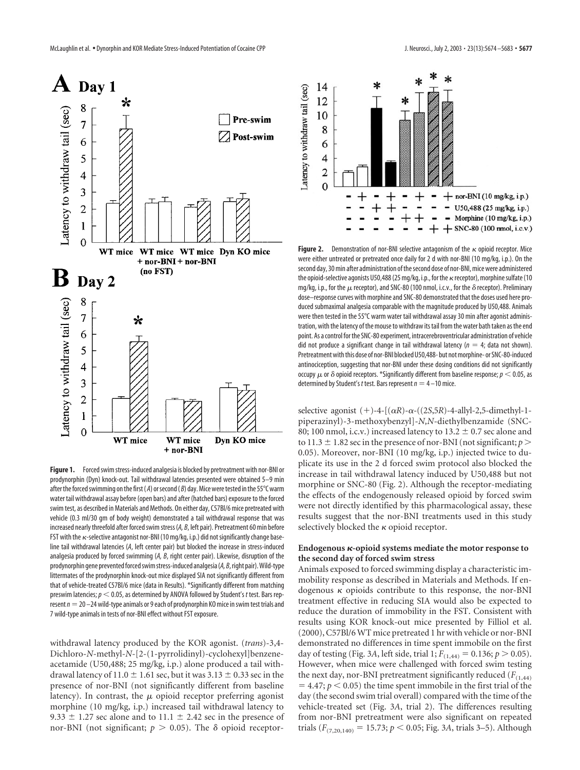**Figure 1.** Forced swim stress-induced analgesia is blocked by pretreatment with nor-BNI or prodynorphin (Dyn) knock-out. Tail withdrawal latencies presented were obtained 5–9 min after the forced swimming on the first (*A*) or second (*B*) day. Mice were tested in the 55°C warm water tail withdrawal assay before (open bars) and after (hatched bars) exposure to the forced swim test, as described in Materials and Methods. On either day, C57Bl/6 mice pretreated with vehicle (0.3 ml/30 gm of body weight) demonstrated a tail withdrawal response that was increased nearly threefold after forced swim stress (*A*, *B*, left pair). Pretreatment 60 min before FST with the κ-selective antagonist nor-BNI (10 mg/kg, i.p.) did not significantly change baseline tail withdrawal latencies (*A*, left center pair) but blocked the increase in stress-induced analgesia produced by forced swimming (*A*, *B*, right center pair). Likewise, disruption of the prodynorphin gene prevented forced swim stress-induced analgesia (*A*, *B*, right pair). Wild-type littermates of the prodynorphin knock-out mice displayed SIA not significantly different from that of vehicle-treated C57Bl/6 mice (data in Results). *Significantly different from matching preswim latencies; $p < 0.05$, as determined by ANOVA followed by Student's *t* test. Bars represent $n = 20$–24 wild-type animals or 9 each of prodynorphin KO mice in swim test trials and 7 wild-type animals in tests of nor-BNI effect without FST exposure.

**Figure 2.** Demonstration of nor-BNI selective antagonism of the κ opioid receptor. Mice were either untreated or pretreated once daily for 2 d with nor-BNI (10 mg/kg, i.p.). On the second day, 30 min after administration of the second dose of nor-BNI, mice were administered the opioid-selective agonists U50,488 (25 mg/kg, i.p., for the κ receptor), morphine sulfate (10 mg/kg, i.p., for the μ receptor), and SNC-80 (100 nmol, i.c.v., for the δ receptor). Preliminary dose–response curves with morphine and SNC-80 demonstrated that the doses used here produced submaximal analgesia comparable with the magnitude produced by U50,488. Animals were then tested in the 55°C warm water tail withdrawal assay 30 min after agonist administration, with the latency of the mouse to withdraw its tail from the water bath taken as the end point. As a control for the SNC-80 experiment, intracerebroventricular administration of vehicle did not produce a significant change in tail withdrawal latency ($n = 4$; data not shown). Pretreatment with this dose of nor-BNI blocked U50,488- but not morphine- or SNC-80-induced antinociception, suggesting that nor-BNI under these dosing conditions did not significantly occupy μ or δ opioid receptors. *Significantly different from baseline response; $p < 0.05$, as determined by Student's *t* test. Bars represent $n = 4$–10 mice.

withdrawal latency produced by the KOR agonist. (*trans*)-3,4-Dichloro-*N*-methyl-*N*-[2-(1-pyrrolidinyl)-cyclohexyl]benzene-acetamide (U50,488; 25 mg/kg, i.p.) alone produced a tail withdrawal latency of 11.0 ± 1.61 sec, but it was 3.13 ± 0.33 sec in the presence of nor-BNI (not significantly different from baseline latency). In contrast, the μ opioid receptor preferring agonist morphine (10 mg/kg, i.p.) increased tail withdrawal latency to 9.33 ± 1.27 sec alone and to 11.1 ± 2.42 sec in the presence of nor-BNI (not significant; $p > 0.05$). The δ opioid receptor-selective agonist (+)-4-[(α*R*)-α-((2*S*,5*R*)-4-allyl-2,5-dimethyl-1-piperazinyl)-3-methoxybenzyl]-*N*,*N*-diethylbenzamide (SNC-80; 100 nmol, i.c.v.) increased latency to 13.2 ± 0.7 sec alone and to 11.3 ± 1.82 sec in the presence of nor-BNI (not significant; $p > 0.05$). Moreover, nor-BNI (10 mg/kg, i.p.) injected twice to duplicate its use in the 2 d forced swim protocol also blocked the increase in tail withdrawal latency induced by U50,488 but not morphine or SNC-80 (Fig. 2). Although the receptor-mediating the effects of the endogenously released opioid by forced swim were not directly identified by this pharmacological assay, these results suggest that the nor-BNI treatments used in this study selectively blocked the κ opioid receptor.

### Endogenous κ-opioid systems mediate the motor response to the second day of forced swim stress

Animals exposed to forced swimming display a characteristic immobility response as described in Materials and Methods. If endogenous κ opioids contribute to this response, the nor-BNI treatment effective in reducing SIA would also be expected to reduce the duration of immobility in the FST. Consistent with results using KOR knock-out mice presented by Filliol et al. (2000), C57Bl/6 WT mice pretreated 1 hr with vehicle or nor-BNI demonstrated no differences in time spent immobile on the first day of testing (Fig. 3*A*, left side, trial 1; $F_{(1,44)} = 0.136$; $p > 0.05$). However, when mice were challenged with forced swim testing the next day, nor-BNI pretreatment significantly reduced ($F_{(1,44)} = 4.47$; $p < 0.05$) the time spent immobile in the first trial of the day (the second swim trial overall) compared with the time of the vehicle-treated set (Fig. 3*A*, trial 2). The differences resulting from nor-BNI pretreatment were also significant on repeated trials ($F_{(7,20,140)} = 15.73$; $p < 0.05$; Fig. 3*A*, trials 3–5). Although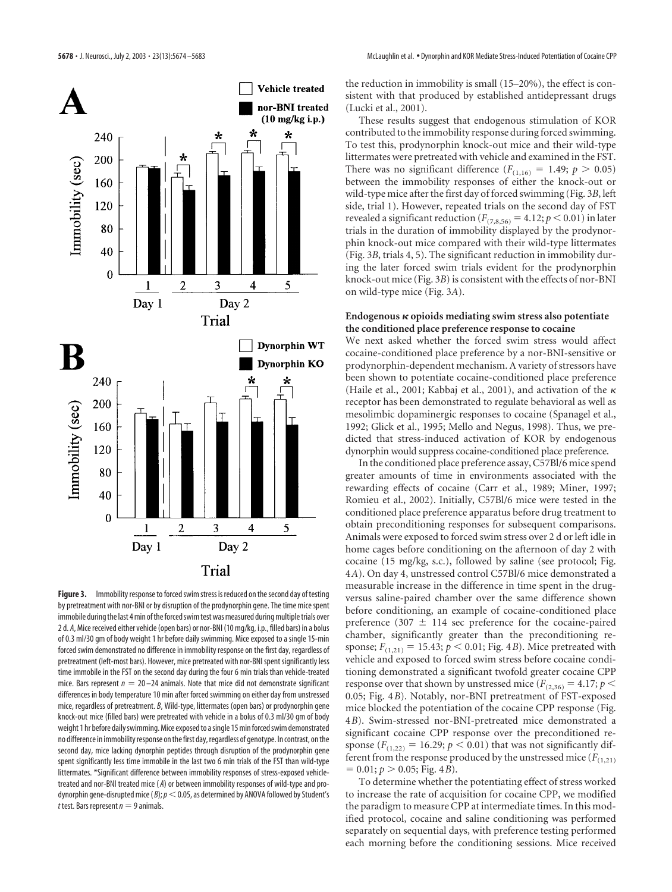**Figure 3.** Immobility response to forced swim stress is reduced on the second day of testing by pretreatment with nor-BNI or by disruption of the prodynorphin gene. The time mice spent immobile during the last 4 min of the forced swim test was measured during multiple trials over 2 d. *A*, Mice received either vehicle (open bars) or nor-BNI (10 mg/kg, i.p., filled bars) in a bolus of 0.3 ml/30 gm of body weight 1 hr before daily swimming. Mice exposed to a single 15-min forced swim demonstrated no difference in immobility response on the first day, regardless of pretreatment (left-most bars). However, mice pretreated with nor-BNI spent significantly less time immobile in the FST on the second day during the four 6 min trials than vehicle-treated mice. Bars represent $n = 20$–24 animals. Note that mice did not demonstrate significant differences in body temperature 10 min after forced swimming on either day from unstressed mice, regardless of pretreatment. *B*, Wild-type, littermates (open bars) or prodynorphin gene knock-out mice (filled bars) were pretreated with vehicle in a bolus of 0.3 ml/30 gm of body weight 1 hr before daily swimming. Mice exposed to a single 15 min forced swim demonstrated no difference in immobility response on the first day, regardless of genotype. In contrast, on the second day, mice lacking dynorphin peptides through disruption of the prodynorphin gene spent significantly less time immobile in the last two 6 min trials of the FST than wild-type littermates. *Significant difference between immobility responses of stress-exposed vehicle-treated and nor-BNI treated mice (*A*) or between immobility responses of wild-type and prodynorphin gene-disrupted mice (*B*); $p < 0.05$, as determined by ANOVA followed by Student's *t* test. Bars represent $n = 9$ animals.

the reduction in immobility is small (15–20%), the effect is consistent with that produced by established antidepressant drugs (Lucki et al., 2001).

These results suggest that endogenous stimulation of KOR contributed to the immobility response during forced swimming. To test this, prodynorphin knock-out mice and their wild-type littermates were pretreated with vehicle and examined in the FST. There was no significant difference ($F_{(1,16)} = 1.49$; $p > 0.05$) between the immobility responses of either the knock-out or wild-type mice after the first day of forced swimming (Fig. 3*B*, left side, trial 1). However, repeated trials on the second day of FST revealed a significant reduction ($F_{(7,8,56)} = 4.12$; $p < 0.01$) in later trials in the duration of immobility displayed by the prodynorphin knock-out mice compared with their wild-type littermates (Fig. 3*B*, trials 4, 5). The significant reduction in immobility during the later forced swim trials evident for the prodynorphin knock-out mice (Fig. 3*B*) is consistent with the effects of nor-BNI on wild-type mice (Fig. 3*A*).

### Endogenous κ opioids mediating swim stress also potentiate the conditioned place preference response to cocaine

We next asked whether the forced swim stress would affect cocaine-conditioned place preference by a nor-BNI-sensitive or prodynorphin-dependent mechanism. A variety of stressors have been shown to potentiate cocaine-conditioned place preference (Haile et al., 2001; Kabbaj et al., 2001), and activation of the κ receptor has been demonstrated to regulate behavioral as well as mesolimbic dopaminergic responses to cocaine (Spanagel et al., 1992; Glick et al., 1995; Mello and Negus, 1998). Thus, we predicted that stress-induced activation of KOR by endogenous dynorphin would suppress cocaine-conditioned place preference.

In the conditioned place preference assay, C57Bl/6 mice spend greater amounts of time in environments associated with the rewarding effects of cocaine (Carr et al., 1989; Miner, 1997; Romieu et al., 2002). Initially, C57Bl/6 mice were tested in the conditioned place preference apparatus before drug treatment to obtain preconditioning responses for subsequent comparisons. Animals were exposed to forced swim stress over 2 d or left idle in home cages before conditioning on the afternoon of day 2 with cocaine (15 mg/kg, s.c.), followed by saline (see protocol; Fig. 4*A*). On day 4, unstressed control C57Bl/6 mice demonstrated a measurable increase in the difference in time spent in the drug-versus saline-paired chamber over the same difference shown before conditioning, an example of cocaine-conditioned place preference (307 ± 114 sec preference for the cocaine-paired chamber, significantly greater than the preconditioning response; $F_{(1,21)} = 15.43$; $p < 0.01$; Fig. 4*B*). Mice pretreated with vehicle and exposed to forced swim stress before cocaine conditioning demonstrated a significant twofold greater cocaine CPP response over that shown by unstressed mice ($F_{(2,36)} = 4.17$; $p < 0.05$; Fig. 4*B*). Notably, nor-BNI pretreatment of FST-exposed mice blocked the potentiation of the cocaine CPP response (Fig. 4*B*). Swim-stressed nor-BNI-pretreated mice demonstrated a significant cocaine CPP response over the preconditioned response ($F_{(1,22)} = 16.29$; $p < 0.01$) that was not significantly different from the response produced by the unstressed mice ($F_{(1,21)} = 0.01$; $p > 0.05$; Fig. 4*B*).

To determine whether the potentiating effect of stress worked to increase the rate of acquisition for cocaine CPP, we modified the paradigm to measure CPP at intermediate times. In this modified protocol, cocaine and saline conditioning was performed separately on sequential days, with preference testing performed each morning before the conditioning sessions. Mice received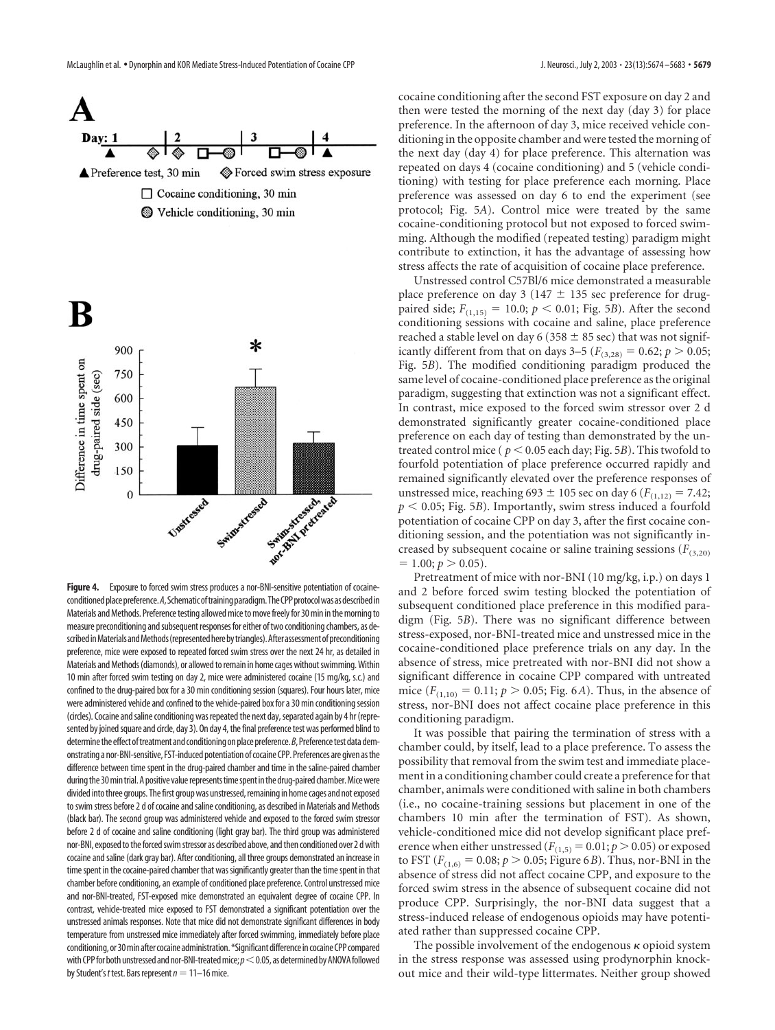**Figure 4.** Exposure to forced swim stress produces a nor-BNI-sensitive potentiation of cocaine-conditioned place preference. *A*, Schematic of training paradigm. The CPP protocol was as described in Materials and Methods. Preference testing allowed mice to move freely for 30 min in the morning to measure preconditioning and subsequent responses for either of two conditioning chambers, as described in Materials and Methods (represented here by triangles). After assessment of preconditioning preference, mice were exposed to repeated forced swim stress over the next 24 hr, as detailed in Materials and Methods (diamonds), or allowed to remain in home cages without swimming. Within 10 min after forced swim testing on day 2, mice were administered cocaine (15 mg/kg, s.c.) and confined to the drug-paired box for a 30 min conditioning session (squares). Four hours later, mice were administered vehicle and confined to the vehicle-paired box for a 30 min conditioning session (circles). Cocaine and saline conditioning was repeated the next day, separated again by 4 hr (represented by joined square and circle, day 3). On day 4, the final preference test was performed blind to determine the effect of treatment and conditioning on place preference. *B*, Preference test data demonstrating a nor-BNI-sensitive, FST-induced potentiation of cocaine CPP. Preferences are given as the difference between time spent in the drug-paired chamber and time in the saline-paired chamber during the 30 min trial. A positive value represents time spent in the drug-paired chamber. Mice were divided into three groups. The first group was unstressed, remaining in home cages and not exposed to swim stress before 2 d of cocaine and saline conditioning, as described in Materials and Methods (black bar). The second group was administered vehicle and exposed to the forced swim stressor before 2 d of cocaine and saline conditioning (light gray bar). The third group was administered nor-BNI, exposed to the forced swim stressor as described above, and then conditioned over 2 d with cocaine and saline (dark gray bar). After conditioning, all three groups demonstrated an increase in time spent in the cocaine-paired chamber that was significantly greater than the time spent in that chamber before conditioning, an example of conditioned place preference. Control unstressed mice and nor-BNI-treated, FST-exposed mice demonstrated an equivalent degree of cocaine CPP. In contrast, vehicle-treated mice exposed to FST demonstrated a significant potentiation over the unstressed animals responses. Note that mice did not demonstrate significant differences in body temperature from unstressed mice immediately after forced swimming, immediately before place conditioning, or 30 min after cocaine administration. *Significant difference in cocaine CPP compared with CPP for both unstressed and nor-BNI-treated mice; $p < 0.05$, as determined by ANOVA followed by Student's *t* test. Bars represent $n = 11$–16 mice.

cocaine conditioning after the second FST exposure on day 2 and then were tested the morning of the next day (day 3) for place preference. In the afternoon of day 3, mice received vehicle conditioning in the opposite chamber and were tested the morning of the next day (day 4) for place preference. This alternation was repeated on days 4 (cocaine conditioning) and 5 (vehicle conditioning) with testing for place preference each morning. Place preference was assessed on day 6 to end the experiment (see protocol; Fig. 5*A*). Control mice were treated by the same cocaine-conditioning protocol but not exposed to forced swimming. Although the modified (repeated testing) paradigm might contribute to extinction, it has the advantage of assessing how stress affects the rate of acquisition of cocaine place preference.

Unstressed control C57Bl/6 mice demonstrated a measurable place preference on day 3 (147 ± 135 sec preference for drug-paired side; $F_{(1,15)} = 10.0$; $p < 0.01$; Fig. 5*B*). After the second conditioning sessions with cocaine and saline, place preference reached a stable level on day 6 (358 ± 85 sec) that was not significantly different from that on days 3–5 ($F_{(3,28)} = 0.62$; $p > 0.05$; Fig. 5*B*). The modified conditioning paradigm produced the same level of cocaine-conditioned place preference as the original paradigm, suggesting that extinction was not a significant effect. In contrast, mice exposed to the forced swim stressor over 2 d demonstrated significantly greater cocaine-conditioned place preference on each day of testing than demonstrated by the untreated control mice ( $p < 0.05$ each day; Fig. 5*B*). This twofold to fourfold potentiation of place preference occurred rapidly and remained significantly elevated over the preference responses of unstressed mice, reaching 693 ± 105 sec on day 6 ($F_{(1,12)} = 7.42$; $p < 0.05$; Fig. 5*B*). Importantly, swim stress induced a fourfold potentiation of cocaine CPP on day 3, after the first cocaine conditioning session, and the potentiation was not significantly increased by subsequent cocaine or saline training sessions ($F_{(3,20)} = 1.00$; $p > 0.05$).

Pretreatment of mice with nor-BNI (10 mg/kg, i.p.) on days 1 and 2 before forced swim testing blocked the potentiation of subsequent conditioned place preference in this modified paradigm (Fig. 5*B*). There was no significant difference between stress-exposed, nor-BNI-treated mice and unstressed mice in the cocaine-conditioned place preference trials on any day. In the absence of stress, mice pretreated with nor-BNI did not show a significant difference in cocaine CPP compared with untreated mice ($F_{(1,10)} = 0.11$; $p > 0.05$; Fig. 6*A*). Thus, in the absence of stress, nor-BNI does not affect cocaine place preference in this conditioning paradigm.

It was possible that pairing the termination of stress with a chamber could, by itself, lead to a place preference. To assess the possibility that removal from the swim test and immediate placement in a conditioning chamber could create a preference for that chamber, animals were conditioned with saline in both chambers (i.e., no cocaine-training sessions but placement in one of the chambers 10 min after the termination of FST). As shown, vehicle-conditioned mice did not develop significant place preference when either unstressed ($F_{(1,5)} = 0.01$; $p > 0.05$) or exposed to FST ($F_{(1,6)} = 0.08$; $p > 0.05$; Figure 6*B*). Thus, nor-BNI in the absence of stress did not affect cocaine CPP, and exposure to the forced swim stress in the absence of subsequent cocaine did not produce CPP. Surprisingly, the nor-BNI data suggest that a stress-induced release of endogenous opioids may have potentiated rather than suppressed cocaine CPP.

The possible involvement of the endogenous $\kappa$ opioid system in the stress response was assessed using prodynorphin knockout mice and their wild-type littermates. Neither group showed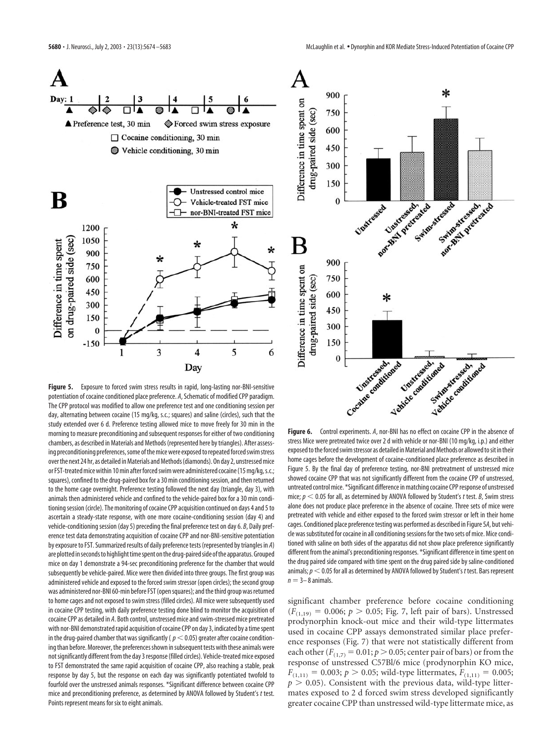**Figure 5.** Exposure to forced swim stress results in rapid, long-lasting nor-BNI-sensitive potentiation of cocaine conditioned place preference. *A*, Schematic of modified CPP paradigm. The CPP protocol was modified to allow one preference test and one conditioning session per day, alternating between cocaine (15 mg/kg, s.c.; squares) and saline (circles), such that the study extended over 6 d. Preference testing allowed mice to move freely for 30 min in the morning to measure preconditioning and subsequent responses for either of two conditioning chambers, as described in Materials and Methods (represented here by triangles). After assessing preconditioning preferences, some of the mice were exposed to repeated forced swim stress over the next 24 hr, as detailed in Materials and Methods (diamonds). On day 2, unstressed mice or FST-treated mice within 10 min after forced swim were administered cocaine (15 mg/kg, s.c.; squares), confined to the drug-paired box for a 30 min conditioning session, and then returned to the home cage overnight. Preference testing followed the next day (triangle, day 3), with animals then administered vehicle and confined to the vehicle-paired box for a 30 min conditioning session (circle). The monitoring of cocaine CPP acquisition continued on days 4 and 5 to ascertain a steady-state response, with one more cocaine-conditioning session (day 4) and vehicle-conditioning session (day 5) preceding the final preference test on day 6. *B*, Daily preference test data demonstrating acquisition of cocaine CPP and nor-BNI-sensitive potentiation by exposure to FST. Summarized results of daily preference tests (represented by triangles in *A*) are plotted in seconds to highlight time spent on the drug-paired side of the apparatus. Grouped mice on day 1 demonstrate a 94-sec preconditioning preference for the chamber that would subsequently be vehicle-paired. Mice were then divided into three groups. The first group was administered vehicle and exposed to the forced swim stressor (open circles); the second group was administered nor-BNI 60-min before FST (open squares); and the third group was returned to home cages and not exposed to swim stress (filled circles). All mice were subsequently used in cocaine CPP testing, with daily preference testing done blind to monitor the acquisition of cocaine CPP as detailed in *A*. Both control, unstressed mice and swim-stressed mice pretreated with nor-BNI demonstrated rapid acquisition of cocaine CPP on day 3, indicated by a time spent in the drug-paired chamber that was significantly ($p < 0.05$) greater after cocaine conditioning than before. Moreover, the preferences shown in subsequent tests with these animals were not significantly different from the day 3 response (filled circles). Vehicle-treated mice exposed to FST demonstrated the same rapid acquisition of cocaine CPP, also reaching a stable, peak response by day 5, but the response on each day was significantly potentiated twofold to fourfold over the unstressed animals responses. *Significant difference between cocaine CPP mice and preconditioning preference, as determined by ANOVA followed by Student's *t* test. Points represent means for six to eight animals.

**Figure 6.** Control experiments. *A*, nor-BNI has no effect on cocaine CPP in the absence of stress Mice were pretreated twice over 2 d with vehicle or nor-BNI (10 mg/kg, i.p.) and either exposed to the forced swim stressor as detailed in Material and Methods or allowed to sit in their home cages before the development of cocaine-conditioned place preference as described in Figure 5. By the final day of preference testing, nor-BNI pretreatment of unstressed mice showed cocaine CPP that was not significantly different from the cocaine CPP of unstressed, untreated control mice. *Significant difference in matching cocaine CPP response of unstressed mice; $p < 0.05$ for all, as determined by ANOVA followed by Student's *t* test. *B*, Swim stress alone does not produce place preference in the absence of cocaine. Three sets of mice were pretreated with vehicle and either exposed to the forced swim stressor or left in their home cages. Conditioned place preference testing was performed as described in Figure 5*A*, but vehicle was substituted for cocaine in all conditioning sessions for the two sets of mice. Mice conditioned with saline on both sides of the apparatus did not show place preference significantly different from the animal's preconditioning responses. *Significant difference in time spent on the drug paired side compared with time spent on the drug paired side by saline-conditioned animals; $p < 0.05$ for all as determined by ANOVA followed by Student's *t* test. Bars represent $n = 3$–8 animals.

significant chamber preference before cocaine conditioning ($F_{(1,19)} = 0.006$; $p > 0.05$; Fig. 7, left pair of bars). Unstressed prodynorphin knock-out mice and their wild-type littermates used in cocaine CPP assays demonstrated similar place preference responses (Fig. 7) that were not statistically different from each other ($F_{(1,7)} = 0.01$; $p > 0.05$; center pair of bars) or from the response of unstressed C57Bl/6 mice (prodynorphin KO mice, $F_{(1,11)} = 0.003$; $p > 0.05$; wild-type littermates, $F_{(1,11)} = 0.005$; $p > 0.05$). Consistent with the previous data, wild-type littermates exposed to 2 d forced swim stress developed significantly greater cocaine CPP than unstressed wild-type littermate mice, as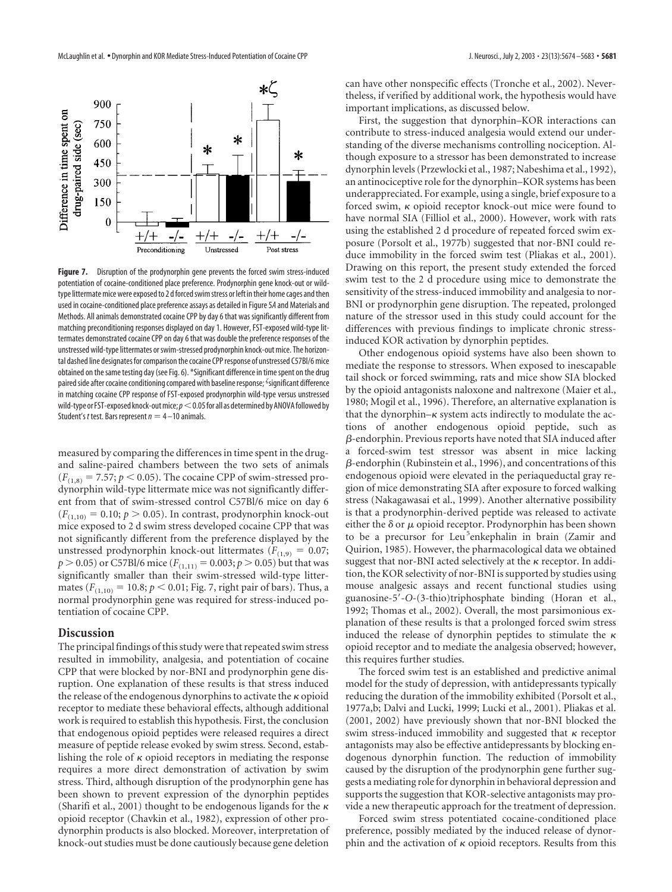**Figure 7.** Disruption of the prodynorphin gene prevents the forced swim stress-induced potentiation of cocaine-conditioned place preference. Prodynorphin gene knock-out or wild-type littermate mice were exposed to 2 d forced swim stress or left in their home cages and then used in cocaine-conditioned place preference assays as detailed in Figure 5A and Materials and Methods. All animals demonstrated cocaine CPP by day 6 that was significantly different from matching preconditioning responses displayed on day 1. However, FST-exposed wild-type littermates demonstrated cocaine CPP on day 6 that was double the preference responses of the unstressed wild-type littermates or swim-stressed prodynorphin knock-out mice. The horizontal dashed line designates for comparison the cocaine CPP response of unstressed C57Bl/6 mice obtained on the same testing day (see Fig. 6). *Significant difference in time spent on the drug paired side after cocaine conditioning compared with baseline response; ζsignificant difference in matching cocaine CPP response of FST-exposed prodynorphin wild-type versus unstressed wild-type or FST-exposed knock-out mice; $p < 0.05$ for all as determined by ANOVA followed by Student's *t* test. Bars represent $n = 4$–$10$ animals.

measured by comparing the differences in time spent in the drug- and saline-paired chambers between the two sets of animals ($F_{(1,8)} = 7.57$; $p < 0.05$). The cocaine CPP of swim-stressed prodynorphin wild-type littermate mice was not significantly different from that of swim-stressed control C57Bl/6 mice on day 6 ($F_{(1,10)} = 0.10$; $p > 0.05$). In contrast, prodynorphin knock-out mice exposed to 2 d swim stress developed cocaine CPP that was not significantly different from the preference displayed by the unstressed prodynorphin knock-out littermates ($F_{(1,9)} = 0.07$; $p > 0.05$) or C57Bl/6 mice ($F_{(1,11)} = 0.003$; $p > 0.05$) but that was significantly smaller than their swim-stressed wild-type littermates ($F_{(1,10)} = 10.8$; $p < 0.01$; Fig. 7, right pair of bars). Thus, a normal prodynorphin gene was required for stress-induced potentiation of cocaine CPP.

## Discussion

The principal findings of this study were that repeated swim stress resulted in immobility, analgesia, and potentiation of cocaine CPP that were blocked by nor-BNI and prodynorphin gene disruption. One explanation of these results is that stress induced the release of the endogenous dynorphins to activate the κ opioid receptor to mediate these behavioral effects, although additional work is required to establish this hypothesis. First, the conclusion that endogenous opioid peptides were released requires a direct measure of peptide release evoked by swim stress. Second, establishing the role of κ opioid receptors in mediating the response requires a more direct demonstration of activation by swim stress. Third, although disruption of the prodynorphin gene has been shown to prevent expression of the dynorphin peptides (Sharifi et al., 2001) thought to be endogenous ligands for the κ opioid receptor (Chavkin et al., 1982), expression of other prodynorphin products is also blocked. Moreover, interpretation of knock-out studies must be done cautiously because gene deletion can have other nonspecific effects (Tronche et al., 2002). Nevertheless, if verified by additional work, the hypothesis would have important implications, as discussed below.

First, the suggestion that dynorphin–KOR interactions can contribute to stress-induced analgesia would extend our understanding of the diverse mechanisms controlling nociception. Although exposure to a stressor has been demonstrated to increase dynorphin levels (Przewlocki et al., 1987; Nabeshima et al., 1992), an antinociceptive role for the dynorphin–KOR systems has been underappreciated. For example, using a single, brief exposure to a forced swim, κ opioid receptor knock-out mice were found to have normal SIA (Filliol et al., 2000). However, work with rats using the established 2 d procedure of repeated forced swim exposure (Porsolt et al., 1977b) suggested that nor-BNI could reduce immobility in the forced swim test (Pliakas et al., 2001). Drawing on this report, the present study extended the forced swim test to the 2 d procedure using mice to demonstrate the sensitivity of the stress-induced immobility and analgesia to nor-BNI or prodynorphin gene disruption. The repeated, prolonged nature of the stressor used in this study could account for the differences with previous findings to implicate chronic stress-induced KOR activation by dynorphin peptides.

Other endogenous opioid systems have also been shown to mediate the response to stressors. When exposed to inescapable tail shock or forced swimming, rats and mice show SIA blocked by the opioid antagonists naloxone and naltrexone (Maier et al., 1980; Mogil et al., 1996). Therefore, an alternative explanation is that the dynorphin–κ system acts indirectly to modulate the actions of another endogenous opioid peptide, such as β-endorphin. Previous reports have noted that SIA induced after a forced-swim test stressor was absent in mice lacking β-endorphin (Rubinstein et al., 1996), and concentrations of this endogenous opioid were elevated in the periaqueductal gray region of mice demonstrating SIA after exposure to forced walking stress (Nakagawasai et al., 1999). Another alternative possibility is that a prodynorphin-derived peptide was released to activate either the δ or μ opioid receptor. Prodynorphin has been shown to be a precursor for Leu[5]enkephalin in brain (Zamir and Quirion, 1985). However, the pharmacological data we obtained suggest that nor-BNI acted selectively at the κ receptor. In addition, the KOR selectivity of nor-BNI is supported by studies using mouse analgesic assays and recent functional studies using guanosine-5′-O-(3-thio)triphosphate binding (Horan et al., 1992; Thomas et al., 2002). Overall, the most parsimonious explanation of these results is that a prolonged forced swim stress induced the release of dynorphin peptides to stimulate the κ opioid receptor and to mediate the analgesia observed; however, this requires further studies.

The forced swim test is an established and predictive animal model for the study of depression, with antidepressants typically reducing the duration of the immobility exhibited (Porsolt et al., 1977a,b; Dalvi and Lucki, 1999; Lucki et al., 2001). Pliakas et al. (2001, 2002) have previously shown that nor-BNI blocked the swim stress-induced immobility and suggested that κ receptor antagonists may also be effective antidepressants by blocking endogenous dynorphin function. The reduction of immobility caused by the disruption of the prodynorphin gene further suggests a mediating role for dynorphin in behavioral depression and supports the suggestion that KOR-selective antagonists may provide a new therapeutic approach for the treatment of depression.

Forced swim stress potentiated cocaine-conditioned place preference, possibly mediated by the induced release of dynorphin and the activation of κ opioid receptors. Results from this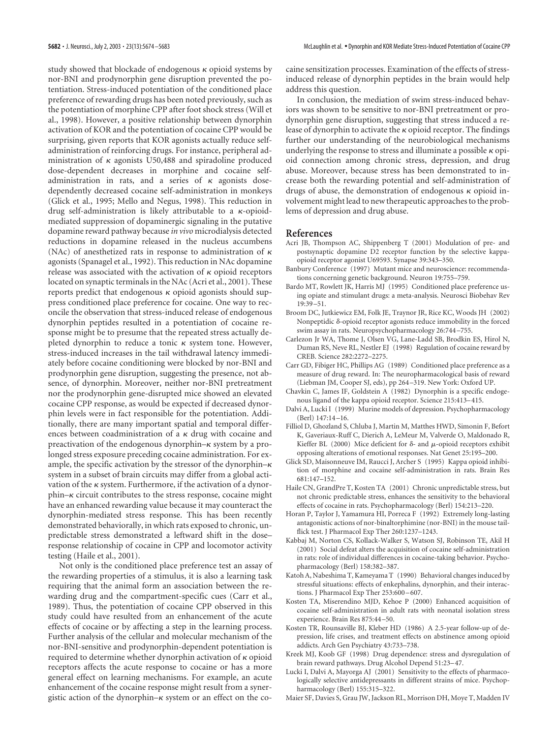study showed that blockade of endogenous $\kappa$ opioid systems by nor-BNI and prodynorphin gene disruption prevented the potentiation. Stress-induced potentiation of the conditioned place preference of rewarding drugs has been noted previously, such as the potentiation of morphine CPP after foot shock stress (Will et al., 1998). However, a positive relationship between dynorphin activation of KOR and the potentiation of cocaine CPP would be surprising, given reports that KOR agonists actually reduce self-administration of reinforcing drugs. For instance, peripheral administration of $\kappa$ agonists U50,488 and spiradoline produced dose-dependent decreases in morphine and cocaine self-administration in rats, and a series of $\kappa$ agonists dose-dependently decreased cocaine self-administration in monkeys (Glick et al., 1995; Mello and Negus, 1998). This reduction in drug self-administration is likely attributable to a $\kappa$-opioid-mediated suppression of dopaminergic signaling in the putative dopamine reward pathway because *in vivo* microdialysis detected reductions in dopamine released in the nucleus accumbens (NAc) of anesthetized rats in response to administration of $\kappa$ agonists (Spanagel et al., 1992). This reduction in NAc dopamine release was associated with the activation of $\kappa$ opioid receptors located on synaptic terminals in the NAc (Acri et al., 2001). These reports predict that endogenous $\kappa$ opioid agonists should suppress conditioned place preference for cocaine. One way to reconcile the observation that stress-induced release of endogenous dynorphin peptides resulted in a potentiation of cocaine response might be to presume that the repeated stress actually depleted dynorphin to reduce a tonic $\kappa$ system tone. However, stress-induced increases in the tail withdrawal latency immediately before cocaine conditioning were blocked by nor-BNI and prodynorphin gene disruption, suggesting the presence, not absence, of dynorphin. Moreover, neither nor-BNI pretreatment nor the prodynorphin gene-disrupted mice showed an elevated cocaine CPP response, as would be expected if decreased dynorphin levels were in fact responsible for the potentiation. Additionally, there are many important spatial and temporal differences between coadministration of a $\kappa$ drug with cocaine and preactivation of the endogenous dynorphin–$\kappa$ system by a prolonged stress exposure preceding cocaine administration. For example, the specific activation by the stressor of the dynorphin–$\kappa$ system in a subset of brain circuits may differ from a global activation of the $\kappa$ system. Furthermore, if the activation of a dynorphin–$\kappa$ circuit contributes to the stress response, cocaine might have an enhanced rewarding value because it may counteract the dynorphin-mediated stress response. This has been recently demonstrated behaviorally, in which rats exposed to chronic, unpredictable stress demonstrated a leftward shift in the dose–response relationship of cocaine in CPP and locomotor activity testing (Haile et al., 2001).

Not only is the conditioned place preference test an assay of the rewarding properties of a stimulus, it is also a learning task requiring that the animal form an association between the rewarding drug and the compartment-specific cues (Carr et al., 1989). Thus, the potentiation of cocaine CPP observed in this study could have resulted from an enhancement of the acute effects of cocaine or by affecting a step in the learning process. Further analysis of the cellular and molecular mechanism of the nor-BNI-sensitive and prodynorphin-dependent potentiation is required to determine whether dynorphin activation of $\kappa$ opioid receptors affects the acute response to cocaine or has a more general effect on learning mechanisms. For example, an acute enhancement of the cocaine response might result from a synergistic action of the dynorphin–$\kappa$ system or an effect on the cocaine sensitization processes. Examination of the effects of stress-induced release of dynorphin peptides in the brain would help address this question.

In conclusion, the mediation of swim stress-induced behaviors was shown to be sensitive to nor-BNI pretreatment or prodynorphin gene disruption, suggesting that stress induced a release of dynorphin to activate the $\kappa$ opioid receptor. The findings further our understanding of the neurobiological mechanisms underlying the response to stress and illuminate a possible $\kappa$ opioid connection among chronic stress, depression, and drug abuse. Moreover, because stress has been demonstrated to increase both the rewarding potential and self-administration of drugs of abuse, the demonstration of endogenous $\kappa$ opioid involvement might lead to new therapeutic approaches to the problems of depression and drug abuse.

## References

Acri JB, Thompson AC, Shippenberg T (2001) Modulation of pre- and postsynaptic dopamine D2 receptor function by the selective kappa-opioid receptor agonist U69593. Synapse 39:343–350.

Banbury Conference (1997) Mutant mice and neuroscience: recommendations concerning genetic background. Neuron 19:755–759.

Bardo MT, Rowlett JK, Harris MJ (1995) Conditioned place preference using opiate and stimulant drugs: a meta-analysis. Neurosci Biobehav Rev 19:39–51.

Broom DC, Jutkiewicz EM, Folk JE, Traynor JR, Rice KC, Woods JH (2002) Nonpeptidic δ-opioid receptor agonists reduce immobility in the forced swim assay in rats. Neuropsychopharmacology 26:744–755.

Carlezon Jr WA, Thome J, Olsen VG, Lane-Ladd SB, Brodkin ES, Hirol N, Duman RS, Neve RL, Nestler EJ (1998) Regulation of cocaine reward by CREB. Science 282:2272–2275.

Carr GD, Fibiger HC, Phillips AG (1989) Conditioned place preference as a measure of drug reward. In: The neuropharmacological basis of reward (Liebman JM, Cooper SJ, eds), pp 264–319. New York: Oxford UP.

Chavkin C, James IF, Goldstein A (1982) Dynorphin is a specific endogenous ligand of the kappa opioid receptor. Science 215:413–415.

Dalvi A, Lucki I (1999) Murine models of depression. Psychopharmacology (Berl) 147:14–16.

Filliol D, Ghozland S, Chluba J, Martin M, Matthes HWD, Simonin F, Befort K, Gaveriaux-Ruff C, Dierich A, LeMeur M, Valverde O, Maldonado R, Kieffer BL (2000) Mice deficient for δ- and μ-opioid receptors exhibit opposing alterations of emotional responses. Nat Genet 25:195–200.

Glick SD, Maisonneuve IM, Raucci J, Archer S (1995) Kappa opioid inhibition of morphine and cocaine self-administration in rats. Brain Res 681:147–152.

Haile CN, GrandPre T, Kosten TA (2001) Chronic unpredictable stress, but not chronic predictable stress, enhances the sensitivity to the behavioral effects of cocaine in rats. Psychopharmacology (Berl) 154:213–220.

Horan P, Taylor J, Yamamura HI, Porreca F (1992) Extremely long-lasting antagonistic actions of nor-binaltorphimine (nor-BNI) in the mouse tail-flick test. J Pharmacol Exp Ther 260:1237–1243.

Kabbaj M, Norton CS, Kollack-Walker S, Watson SJ, Robinson TE, Akil H (2001) Social defeat alters the acquisition of cocaine self-administration in rats: role of individual differences in cocaine-taking behavior. Psychopharmacology (Berl) 158:382–387.

Katoh A, Nabeshima T, Kameyama T (1990) Behavioral changes induced by stressful situations: effects of enkephalins, dynorphin, and their interactions. J Pharmacol Exp Ther 253:600–607.

Kosten TA, Miserendino MJD, Kehoe P (2000) Enhanced acquisition of cocaine self-administration in adult rats with neonatal isolation stress experience. Brain Res 875:44–50.

Kosten TR, Rounsaville BJ, Kleber HD (1986) A 2.5-year follow-up of depression, life crises, and treatment effects on abstinence among opioid addicts. Arch Gen Psychiatry 43:733–738.

Kreek MJ, Koob GF (1998) Drug dependence: stress and dysregulation of brain reward pathways. Drug Alcohol Depend 51:23–47.

Lucki I, Dalvi A, Mayorga AJ (2001) Sensitivity to the effects of pharmacologically selective antidepressants in different strains of mice. Psychopharmacology (Berl) 155:315–322.

Maier SF, Davies S, Grau JW, Jackson RL, Morrison DH, Moye T, Madden IV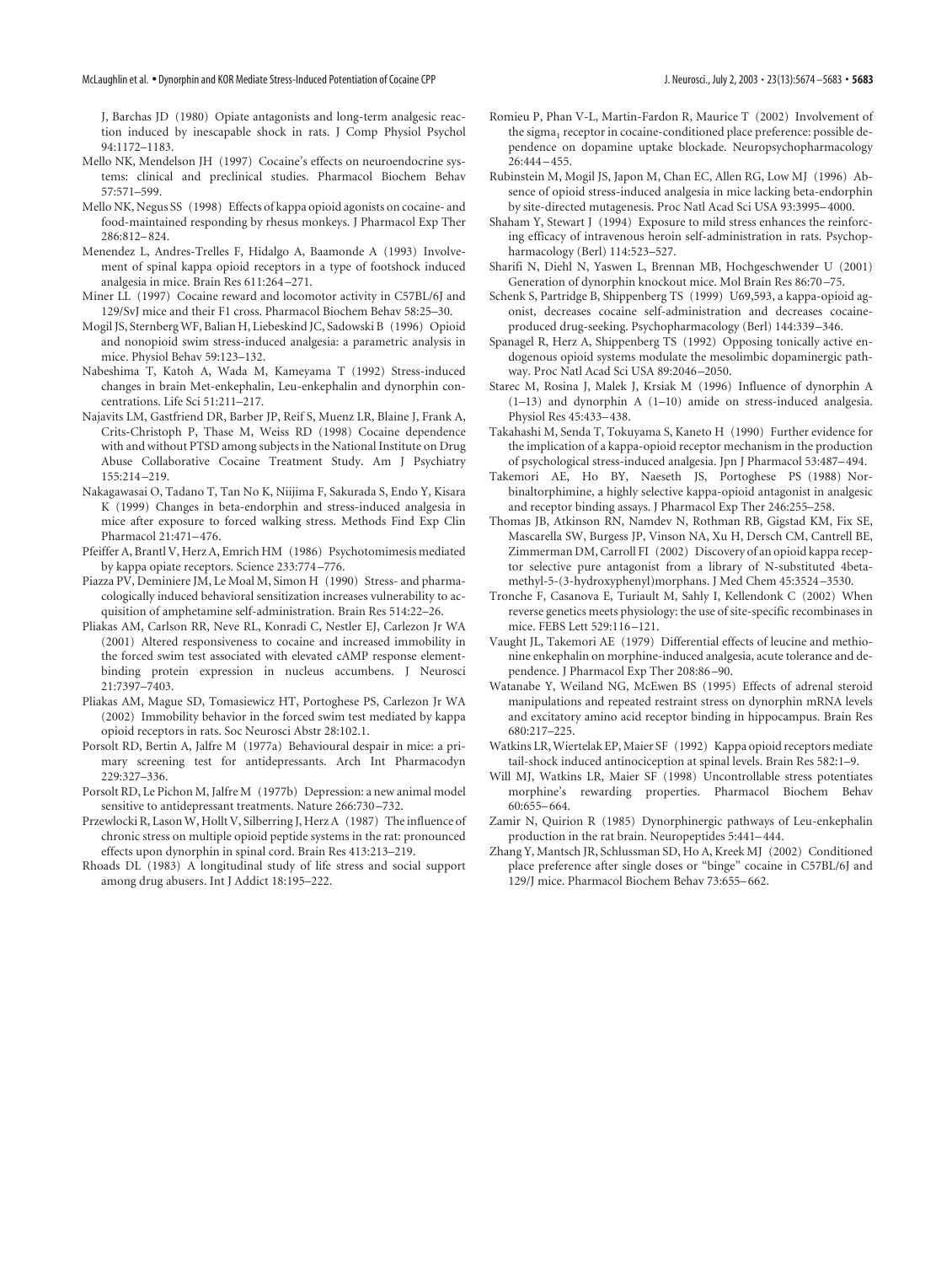J, Barchas JD (1980) Opiate antagonists and long-term analgesic reaction induced by inescapable shock in rats. J Comp Physiol Psychol 94:1172–1183.

Mello NK, Mendelson JH (1997) Cocaine's effects on neuroendocrine systems: clinical and preclinical studies. Pharmacol Biochem Behav 57:571–599.

Mello NK, Negus SS (1998) Effects of kappa opioid agonists on cocaine- and food-maintained responding by rhesus monkeys. J Pharmacol Exp Ther 286:812–824.

Menendez L, Andres-Trelles F, Hidalgo A, Baamonde A (1993) Involvement of spinal kappa opioid receptors in a type of footshock induced analgesia in mice. Brain Res 611:264–271.

Miner LL (1997) Cocaine reward and locomotor activity in C57BL/6J and 129/SvJ mice and their F1 cross. Pharmacol Biochem Behav 58:25–30.

Mogil JS, Sternberg WF, Balian H, Liebeskind JC, Sadowski B (1996) Opioid and nonopioid swim stress-induced analgesia: a parametric analysis in mice. Physiol Behav 59:123–132.

Nabeshima T, Katoh A, Wada M, Kameyama T (1992) Stress-induced changes in brain Met-enkephalin, Leu-enkephalin and dynorphin concentrations. Life Sci 51:211–217.

Najavits LM, Gastfriend DR, Barber JP, Reif S, Muenz LR, Blaine J, Frank A, Crits-Christoph P, Thase M, Weiss RD (1998) Cocaine dependence with and without PTSD among subjects in the National Institute on Drug Abuse Collaborative Cocaine Treatment Study. Am J Psychiatry 155:214–219.

Nakagawasai O, Tadano T, Tan No K, Niijima F, Sakurada S, Endo Y, Kisara K (1999) Changes in beta-endorphin and stress-induced analgesia in mice after exposure to forced walking stress. Methods Find Exp Clin Pharmacol 21:471–476.

Pfeiffer A, Brantl V, Herz A, Emrich HM (1986) Psychotomimesis mediated by kappa opiate receptors. Science 233:774–776.

Piazza PV, Deminiere JM, Le Moal M, Simon H (1990) Stress- and pharmacologically induced behavioral sensitization increases vulnerability to acquisition of amphetamine self-administration. Brain Res 514:22–26.

Pliakas AM, Carlson RR, Neve RL, Konradi C, Nestler EJ, Carlezon Jr WA (2001) Altered responsiveness to cocaine and increased immobility in the forced swim test associated with elevated cAMP response element-binding protein expression in nucleus accumbens. J Neurosci 21:7397–7403.

Pliakas AM, Mague SD, Tomasiewicz HT, Portoghese PS, Carlezon Jr WA (2002) Immobility behavior in the forced swim test mediated by kappa opioid receptors in rats. Soc Neurosci Abstr 28:102.1.

Porsolt RD, Bertin A, Jalfre M (1977a) Behavioural despair in mice: a primary screening test for antidepressants. Arch Int Pharmacodyn 229:327–336.

Porsolt RD, Le Pichon M, Jalfre M (1977b) Depression: a new animal model sensitive to antidepressant treatments. Nature 266:730–732.

Przewlocki R, Lason W, Hollt V, Silberring J, Herz A (1987) The influence of chronic stress on multiple opioid peptide systems in the rat: pronounced effects upon dynorphin in spinal cord. Brain Res 413:213–219.

Rhoads DL (1983) A longitudinal study of life stress and social support among drug abusers. Int J Addict 18:195–222.

Romieu P, Phan V-L, Martin-Fardon R, Maurice T (2002) Involvement of the sigma$_1$ receptor in cocaine-conditioned place preference: possible dependence on dopamine uptake blockade. Neuropsychopharmacology 26:444–455.

Rubinstein M, Mogil JS, Japon M, Chan EC, Allen RG, Low MJ (1996) Absence of opioid stress-induced analgesia in mice lacking beta-endorphin by site-directed mutagenesis. Proc Natl Acad Sci USA 93:3995–4000.

Shaham Y, Stewart J (1994) Exposure to mild stress enhances the reinforcing efficacy of intravenous heroin self-administration in rats. Psychopharmacology (Berl) 114:523–527.

Sharifi N, Diehl N, Yaswen L, Brennan MB, Hochgeschwender U (2001) Generation of dynorphin knockout mice. Mol Brain Res 86:70–75.

Schenk S, Partridge B, Shippenberg TS (1999) U69,593, a kappa-opioid agonist, decreases cocaine self-administration and decreases cocaine-produced drug-seeking. Psychopharmacology (Berl) 144:339–346.

Spanagel R, Herz A, Shippenberg TS (1992) Opposing tonically active endogenous opioid systems modulate the mesolimbic dopaminergic pathway. Proc Natl Acad Sci USA 89:2046–2050.

Starec M, Rosina J, Malek J, Krsiak M (1996) Influence of dynorphin A (1–13) and dynorphin A (1–10) amide on stress-induced analgesia. Physiol Res 45:433–438.

Takahashi M, Senda T, Tokuyama S, Kaneto H (1990) Further evidence for the implication of a kappa-opioid receptor mechanism in the production of psychological stress-induced analgesia. Jpn J Pharmacol 53:487–494.

Takemori AE, Ho BY, Naeseth JS, Portoghese PS (1988) Nor-binaltorphimine, a highly selective kappa-opioid antagonist in analgesic and receptor binding assays. J Pharmacol Exp Ther 246:255–258.

Thomas JB, Atkinson RN, Namdev N, Rothman RB, Gigstad KM, Fix SE, Mascarella SW, Burgess JP, Vinson NA, Xu H, Dersch CM, Cantrell BE, Zimmerman DM, Carroll FI (2002) Discovery of an opioid kappa receptor selective pure antagonist from a library of N-substituted 4beta-methyl-5-(3-hydroxyphenyl)morphans. J Med Chem 45:3524–3530.

Tronche F, Casanova E, Turiault M, Sahly I, Kellendonk C (2002) When reverse genetics meets physiology: the use of site-specific recombinases in mice. FEBS Lett 529:116–121.

Vaught JL, Takemori AE (1979) Differential effects of leucine and methionine enkephalin on morphine-induced analgesia, acute tolerance and dependence. J Pharmacol Exp Ther 208:86–90.

Watanabe Y, Weiland NG, McEwen BS (1995) Effects of adrenal steroid manipulations and repeated restraint stress on dynorphin mRNA levels and excitatory amino acid receptor binding in hippocampus. Brain Res 680:217–225.

Watkins LR, Wiertelak EP, Maier SF (1992) Kappa opioid receptors mediate tail-shock induced antinociception at spinal levels. Brain Res 582:1–9.

Will MJ, Watkins LR, Maier SF (1998) Uncontrollable stress potentiates morphine's rewarding properties. Pharmacol Biochem Behav 60:655–664.

Zamir N, Quirion R (1985) Dynorphinergic pathways of Leu-enkephalin production in the rat brain. Neuropeptides 5:441–444.

Zhang Y, Mantsch JR, Schlussman SD, Ho A, Kreek MJ (2002) Conditioned place preference after single doses or "binge" cocaine in C57BL/6J and 129/J mice. Pharmacol Biochem Behav 73:655–662.